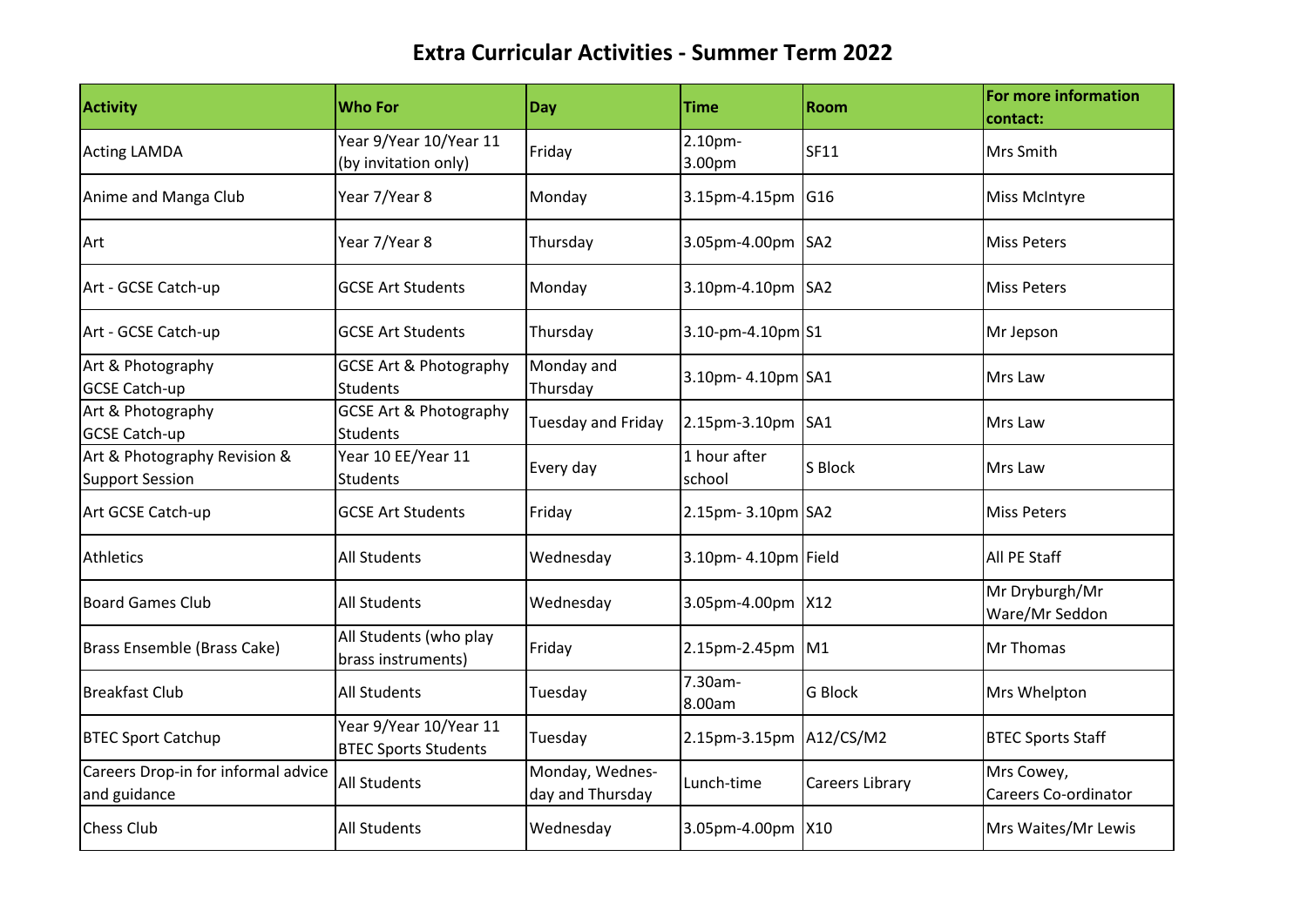# Extra Curricular Activities - Summer Term 2022

| Activity | Who For | Day | Time | Room | For more information contact: |
|---|---|---|---|---|---|
| Acting LAMDA | Year 9/Year 10/Year 11 (by invitation only) | Friday | 2.10pm-3.00pm | SF11 | Mrs Smith |
| Anime and Manga Club | Year 7/Year 8 | Monday | 3.15pm-4.15pm | G16 | Miss McIntyre |
| Art | Year 7/Year 8 | Thursday | 3.05pm-4.00pm | SA2 | Miss Peters |
| Art - GCSE Catch-up | GCSE Art Students | Monday | 3.10pm-4.10pm | SA2 | Miss Peters |
| Art - GCSE Catch-up | GCSE Art Students | Thursday | 3.10-pm-4.10pm | S1 | Mr Jepson |
| Art & Photography GCSE Catch-up | GCSE Art & Photography Students | Monday and Thursday | 3.10pm- 4.10pm | SA1 | Mrs Law |
| Art & Photography GCSE Catch-up | GCSE Art & Photography Students | Tuesday and Friday | 2.15pm-3.10pm | SA1 | Mrs Law |
| Art & Photography Revision & Support Session | Year 10 EE/Year 11 Students | Every day | 1 hour after school | S Block | Mrs Law |
| Art GCSE Catch-up | GCSE Art Students | Friday | 2.15pm- 3.10pm | SA2 | Miss Peters |
| Athletics | All Students | Wednesday | 3.10pm- 4.10pm | Field | All PE Staff |
| Board Games Club | All Students | Wednesday | 3.05pm-4.00pm | X12 | Mr Dryburgh/Mr Ware/Mr Seddon |
| Brass Ensemble (Brass Cake) | All Students (who play brass instruments) | Friday | 2.15pm-2.45pm | M1 | Mr Thomas |
| Breakfast Club | All Students | Tuesday | 7.30am-8.00am | G Block | Mrs Whelpton |
| BTEC Sport Catchup | Year 9/Year 10/Year 11 BTEC Sports Students | Tuesday | 2.15pm-3.15pm | A12/CS/M2 | BTEC Sports Staff |
| Careers Drop-in for informal advice and guidance | All Students | Monday, Wednes-day and Thursday | Lunch-time | Careers Library | Mrs Cowey, Careers Co-ordinator |
| Chess Club | All Students | Wednesday | 3.05pm-4.00pm | X10 | Mrs Waites/Mr Lewis |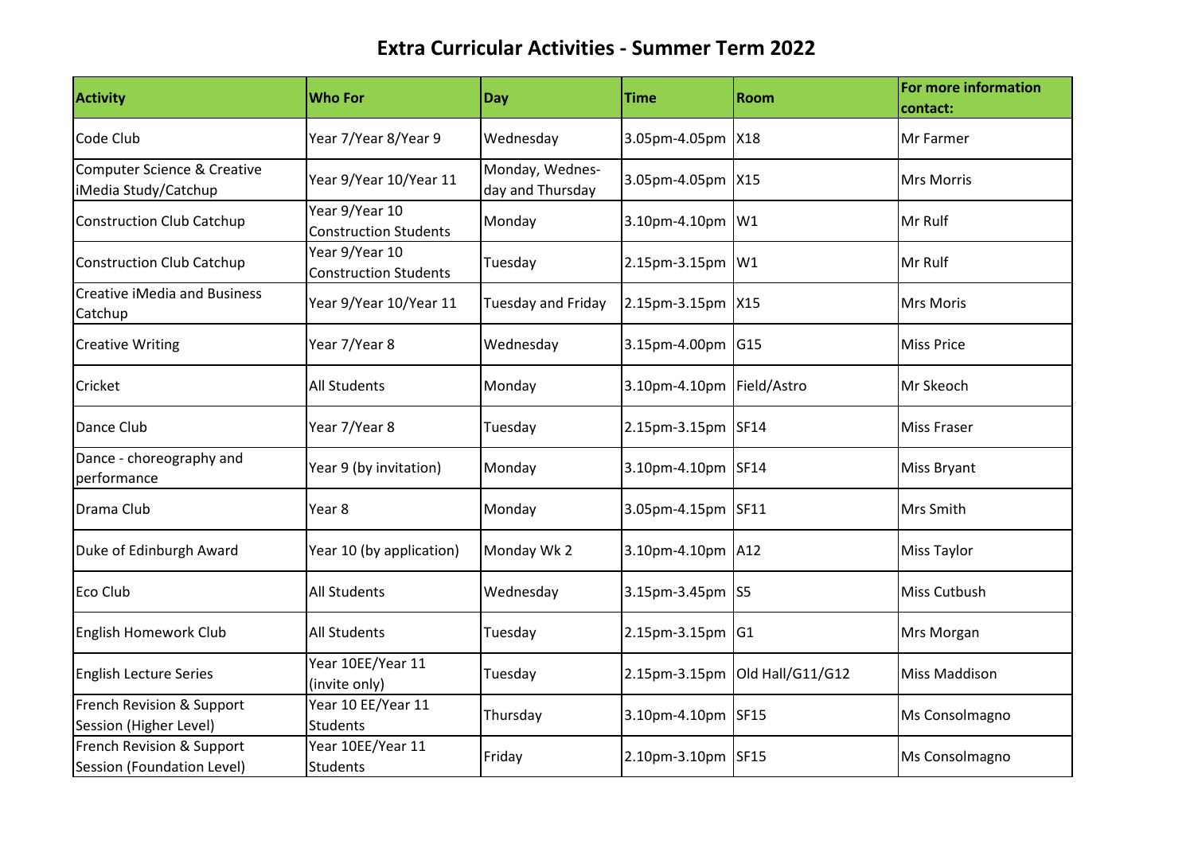# Extra Curricular Activities - Summer Term 2022

| Activity | Who For | Day | Time | Room | For more information contact: |
|---|---|---|---|---|---|
| Code Club | Year 7/Year 8/Year 9 | Wednesday | 3.05pm-4.05pm | X18 | Mr Farmer |
| Computer Science & Creative iMedia Study/Catchup | Year 9/Year 10/Year 11 | Monday, Wednes-day and Thursday | 3.05pm-4.05pm | X15 | Mrs Morris |
| Construction Club Catchup | Year 9/Year 10 Construction Students | Monday | 3.10pm-4.10pm | W1 | Mr Rulf |
| Construction Club Catchup | Year 9/Year 10 Construction Students | Tuesday | 2.15pm-3.15pm | W1 | Mr Rulf |
| Creative iMedia and Business Catchup | Year 9/Year 10/Year 11 | Tuesday and Friday | 2.15pm-3.15pm | X15 | Mrs Moris |
| Creative Writing | Year 7/Year 8 | Wednesday | 3.15pm-4.00pm | G15 | Miss Price |
| Cricket | All Students | Monday | 3.10pm-4.10pm | Field/Astro | Mr Skeoch |
| Dance Club | Year 7/Year 8 | Tuesday | 2.15pm-3.15pm | SF14 | Miss Fraser |
| Dance - choreography and performance | Year 9 (by invitation) | Monday | 3.10pm-4.10pm | SF14 | Miss Bryant |
| Drama Club | Year 8 | Monday | 3.05pm-4.15pm | SF11 | Mrs Smith |
| Duke of Edinburgh Award | Year 10 (by application) | Monday Wk 2 | 3.10pm-4.10pm | A12 | Miss Taylor |
| Eco Club | All Students | Wednesday | 3.15pm-3.45pm | S5 | Miss Cutbush |
| English Homework Club | All Students | Tuesday | 2.15pm-3.15pm | G1 | Mrs Morgan |
| English Lecture Series | Year 10EE/Year 11 (invite only) | Tuesday | 2.15pm-3.15pm | Old Hall/G11/G12 | Miss Maddison |
| French Revision & Support Session (Higher Level) | Year 10 EE/Year 11 Students | Thursday | 3.10pm-4.10pm | SF15 | Ms Consolmagno |
| French Revision & Support Session (Foundation Level) | Year 10EE/Year 11 Students | Friday | 2.10pm-3.10pm | SF15 | Ms Consolmagno |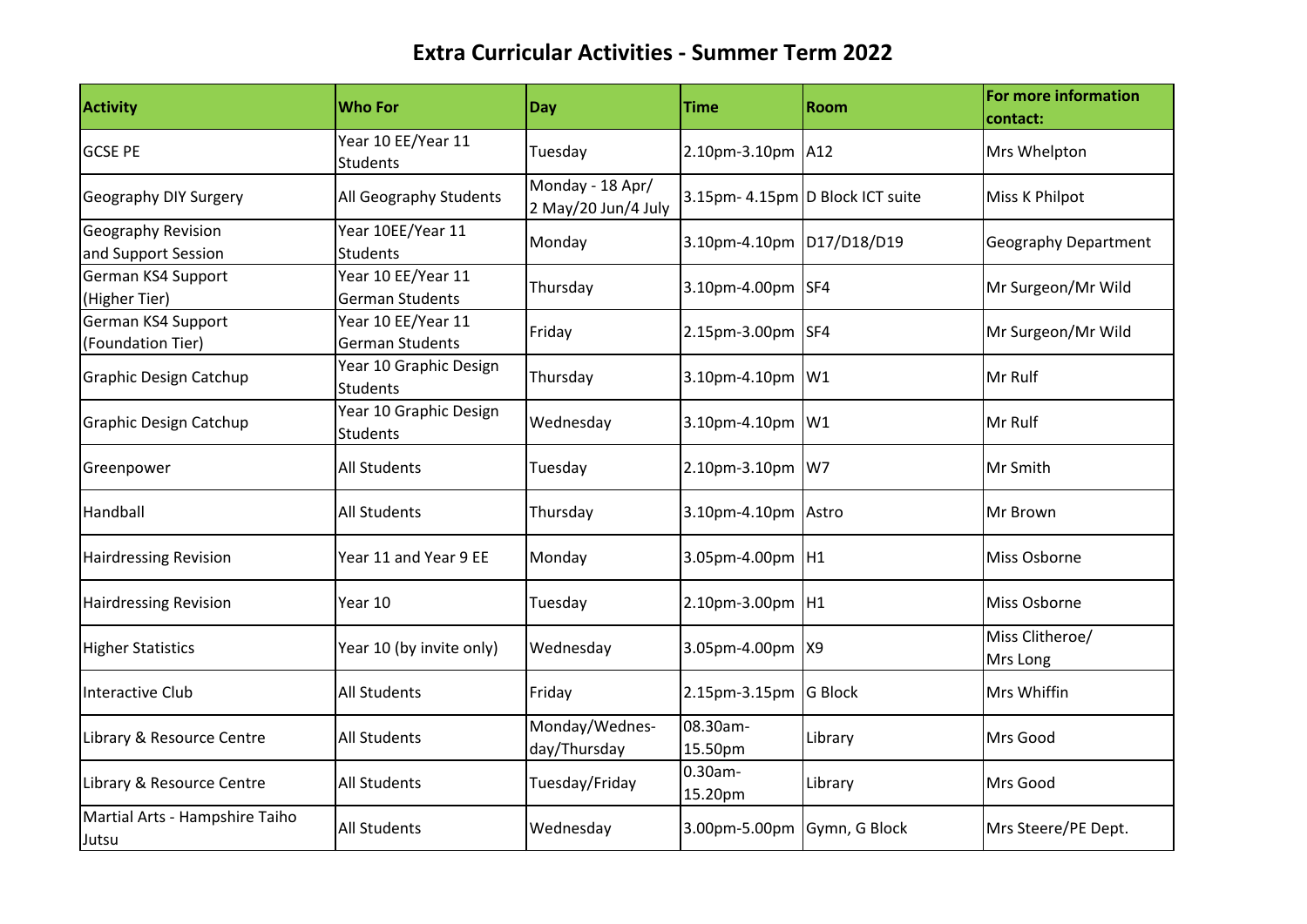# Extra Curricular Activities - Summer Term 2022

| Activity | Who For | Day | Time | Room | For more information contact: |
|---|---|---|---|---|---|
| GCSE PE | Year 10 EE/Year 11 Students | Tuesday | 2.10pm-3.10pm | A12 | Mrs Whelpton |
| Geography DIY Surgery | All Geography Students | Monday - 18 Apr/ 2 May/20 Jun/4 July | 3.15pm- 4.15pm | D Block ICT suite | Miss K Philpot |
| Geography Revision and Support Session | Year 10EE/Year 11 Students | Monday | 3.10pm-4.10pm | D17/D18/D19 | Geography Department |
| German KS4 Support (Higher Tier) | Year 10 EE/Year 11 German Students | Thursday | 3.10pm-4.00pm | SF4 | Mr Surgeon/Mr Wild |
| German KS4 Support (Foundation Tier) | Year 10 EE/Year 11 German Students | Friday | 2.15pm-3.00pm | SF4 | Mr Surgeon/Mr Wild |
| Graphic Design Catchup | Year 10 Graphic Design Students | Thursday | 3.10pm-4.10pm | W1 | Mr Rulf |
| Graphic Design Catchup | Year 10 Graphic Design Students | Wednesday | 3.10pm-4.10pm | W1 | Mr Rulf |
| Greenpower | All Students | Tuesday | 2.10pm-3.10pm | W7 | Mr Smith |
| Handball | All Students | Thursday | 3.10pm-4.10pm | Astro | Mr Brown |
| Hairdressing Revision | Year 11 and Year 9 EE | Monday | 3.05pm-4.00pm | H1 | Miss Osborne |
| Hairdressing Revision | Year 10 | Tuesday | 2.10pm-3.00pm | H1 | Miss Osborne |
| Higher Statistics | Year 10 (by invite only) | Wednesday | 3.05pm-4.00pm | X9 | Miss Clitheroe/ Mrs Long |
| Interactive Club | All Students | Friday | 2.15pm-3.15pm | G Block | Mrs Whiffin |
| Library & Resource Centre | All Students | Monday/Wednes-day/Thursday | 08.30am-15.50pm | Library | Mrs Good |
| Library & Resource Centre | All Students | Tuesday/Friday | 0.30am-15.20pm | Library | Mrs Good |
| Martial Arts - Hampshire Taiho Jutsu | All Students | Wednesday | 3.00pm-5.00pm | Gymn, G Block | Mrs Steere/PE Dept. |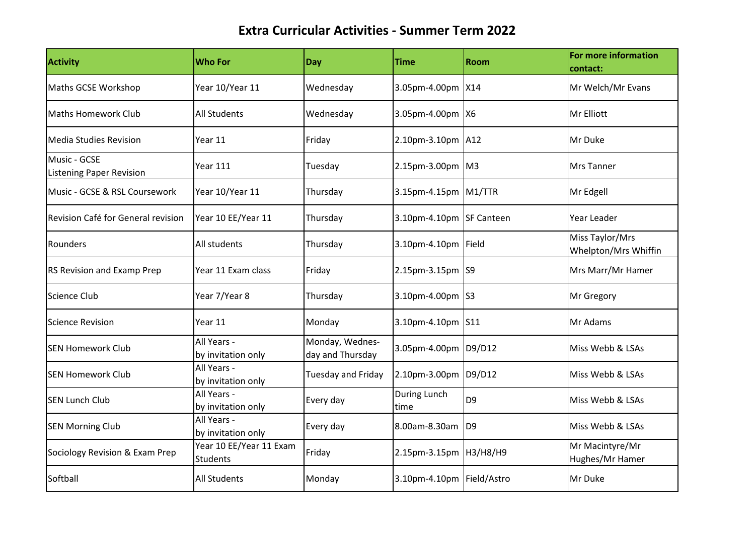# Extra Curricular Activities - Summer Term 2022

| Activity | Who For | Day | Time | Room | For more information contact: |
|---|---|---|---|---|---|
| Maths GCSE Workshop | Year 10/Year 11 | Wednesday | 3.05pm-4.00pm | X14 | Mr Welch/Mr Evans |
| Maths Homework Club | All Students | Wednesday | 3.05pm-4.00pm | X6 | Mr Elliott |
| Media Studies Revision | Year 11 | Friday | 2.10pm-3.10pm | A12 | Mr Duke |
| Music - GCSE Listening Paper Revision | Year 111 | Tuesday | 2.15pm-3.00pm | M3 | Mrs Tanner |
| Music - GCSE & RSL Coursework | Year 10/Year 11 | Thursday | 3.15pm-4.15pm | M1/TTR | Mr Edgell |
| Revision Café for General revision | Year 10 EE/Year 11 | Thursday | 3.10pm-4.10pm | SF Canteen | Year Leader |
| Rounders | All students | Thursday | 3.10pm-4.10pm | Field | Miss Taylor/Mrs Whelpton/Mrs Whiffin |
| RS Revision and Examp Prep | Year 11 Exam class | Friday | 2.15pm-3.15pm | S9 | Mrs Marr/Mr Hamer |
| Science Club | Year 7/Year 8 | Thursday | 3.10pm-4.00pm | S3 | Mr Gregory |
| Science Revision | Year 11 | Monday | 3.10pm-4.10pm | S11 | Mr Adams |
| SEN Homework Club | All Years - by invitation only | Monday, Wednes-day and Thursday | 3.05pm-4.00pm | D9/D12 | Miss Webb & LSAs |
| SEN Homework Club | All Years - by invitation only | Tuesday and Friday | 2.10pm-3.00pm | D9/D12 | Miss Webb & LSAs |
| SEN Lunch Club | All Years - by invitation only | Every day | During Lunch time | D9 | Miss Webb & LSAs |
| SEN Morning Club | All Years - by invitation only | Every day | 8.00am-8.30am | D9 | Miss Webb & LSAs |
| Sociology Revision & Exam Prep | Year 10 EE/Year 11 Exam Students | Friday | 2.15pm-3.15pm | H3/H8/H9 | Mr Macintyre/Mr Hughes/Mr Hamer |
| Softball | All Students | Monday | 3.10pm-4.10pm | Field/Astro | Mr Duke |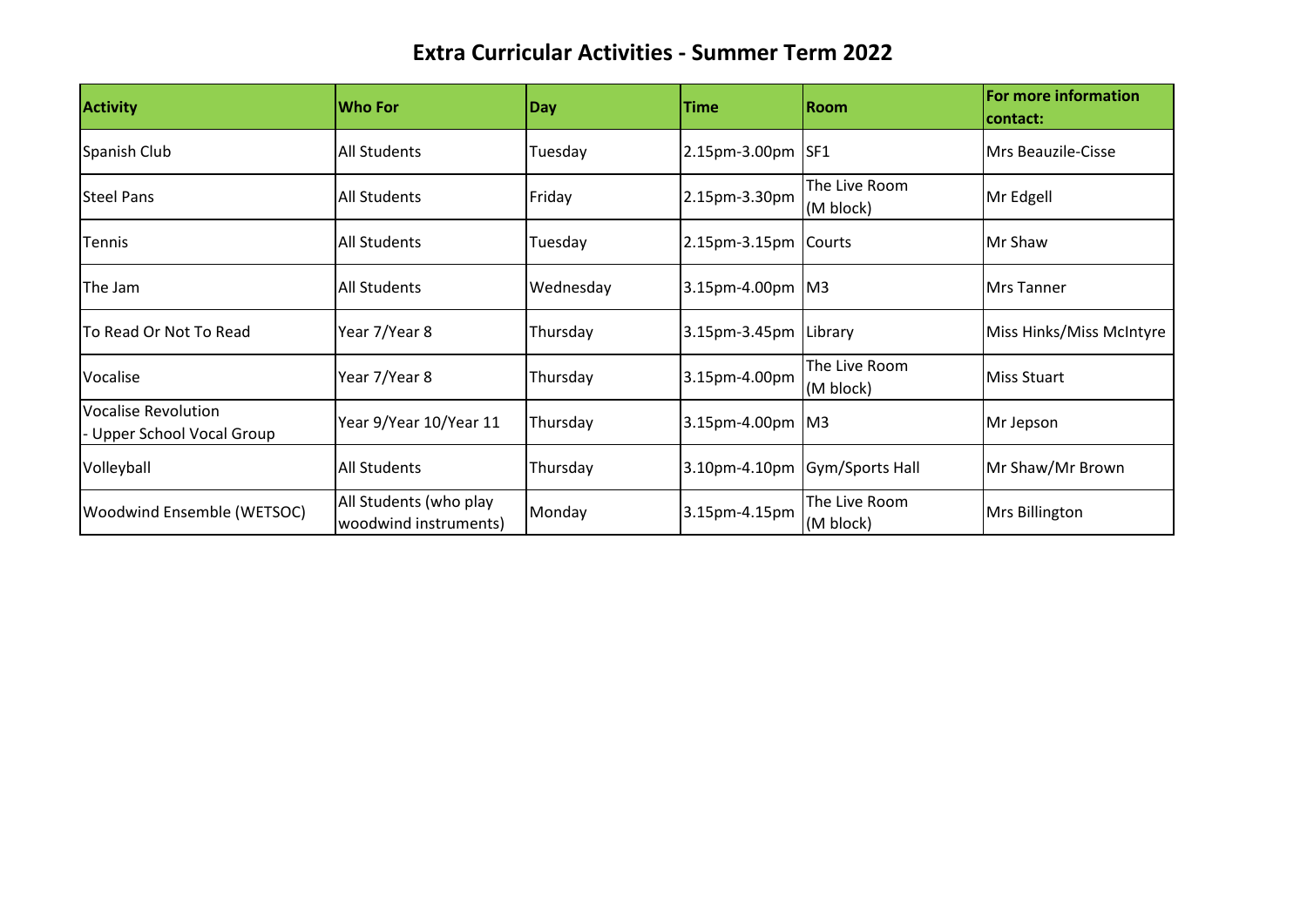# Extra Curricular Activities - Summer Term 2022

| Activity | Who For | Day | Time | Room | For more information contact: |
| --- | --- | --- | --- | --- | --- |
| Spanish Club | All Students | Tuesday | 2.15pm-3.00pm | SF1 | Mrs Beauzile-Cisse |
| Steel Pans | All Students | Friday | 2.15pm-3.30pm | The Live Room (M block) | Mr Edgell |
| Tennis | All Students | Tuesday | 2.15pm-3.15pm | Courts | Mr Shaw |
| The Jam | All Students | Wednesday | 3.15pm-4.00pm | M3 | Mrs Tanner |
| To Read Or Not To Read | Year 7/Year 8 | Thursday | 3.15pm-3.45pm | Library | Miss Hinks/Miss McIntyre |
| Vocalise | Year 7/Year 8 | Thursday | 3.15pm-4.00pm | The Live Room (M block) | Miss Stuart |
| Vocalise Revolution - Upper School Vocal Group | Year 9/Year 10/Year 11 | Thursday | 3.15pm-4.00pm | M3 | Mr Jepson |
| Volleyball | All Students | Thursday | 3.10pm-4.10pm | Gym/Sports Hall | Mr Shaw/Mr Brown |
| Woodwind Ensemble (WETSOC) | All Students (who play woodwind instruments) | Monday | 3.15pm-4.15pm | The Live Room (M block) | Mrs Billington |